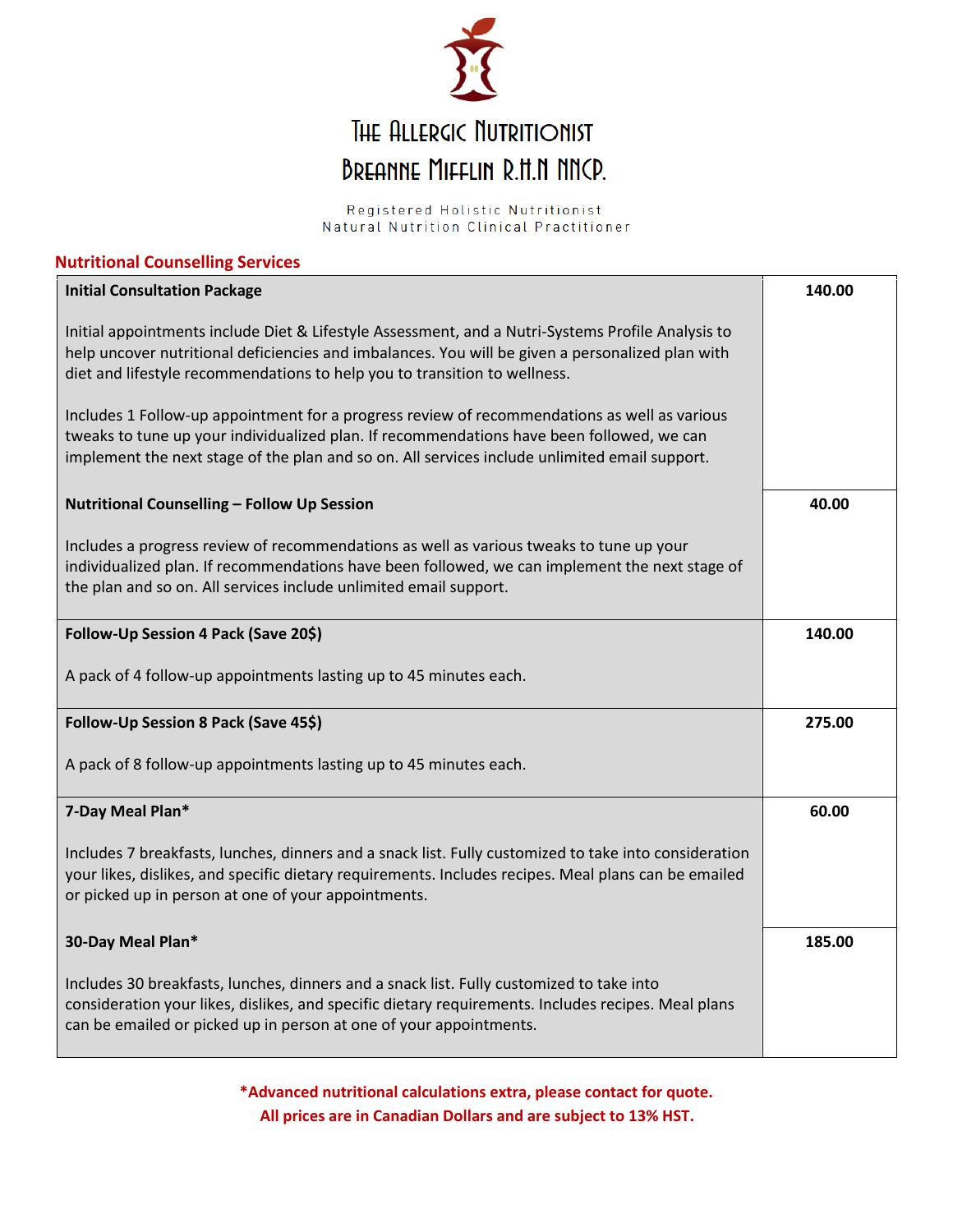# The Allergic Nutritionist

## Breanne Mifflin R.H.N NNCP.

Registered Holistic Nutritionist
Natural Nutrition Clinical Practitioner

### Nutritional Counselling Services

| Service | Price |
|---|---|
| **Initial Consultation Package**<br><br>Initial appointments include Diet & Lifestyle Assessment, and a Nutri-Systems Profile Analysis to help uncover nutritional deficiencies and imbalances. You will be given a personalized plan with diet and lifestyle recommendations to help you to transition to wellness.<br><br>Includes 1 Follow-up appointment for a progress review of recommendations as well as various tweaks to tune up your individualized plan. If recommendations have been followed, we can implement the next stage of the plan and so on. All services include unlimited email support. | **140.00** |
| **Nutritional Counselling – Follow Up Session**<br><br>Includes a progress review of recommendations as well as various tweaks to tune up your individualized plan. If recommendations have been followed, we can implement the next stage of the plan and so on. All services include unlimited email support. | **40.00** |
| **Follow-Up Session 4 Pack (Save 20$)**<br><br>A pack of 4 follow-up appointments lasting up to 45 minutes each. | **140.00** |
| **Follow-Up Session 8 Pack (Save 45$)**<br><br>A pack of 8 follow-up appointments lasting up to 45 minutes each. | **275.00** |
| **7-Day Meal Plan***<br><br>Includes 7 breakfasts, lunches, dinners and a snack list. Fully customized to take into consideration your likes, dislikes, and specific dietary requirements. Includes recipes. Meal plans can be emailed or picked up in person at one of your appointments. | **60.00** |
| **30-Day Meal Plan***<br><br>Includes 30 breakfasts, lunches, dinners and a snack list. Fully customized to take into consideration your likes, dislikes, and specific dietary requirements. Includes recipes. Meal plans can be emailed or picked up in person at one of your appointments. | **185.00** |

**\*Advanced nutritional calculations extra, please contact for quote.**
**All prices are in Canadian Dollars and are subject to 13% HST.**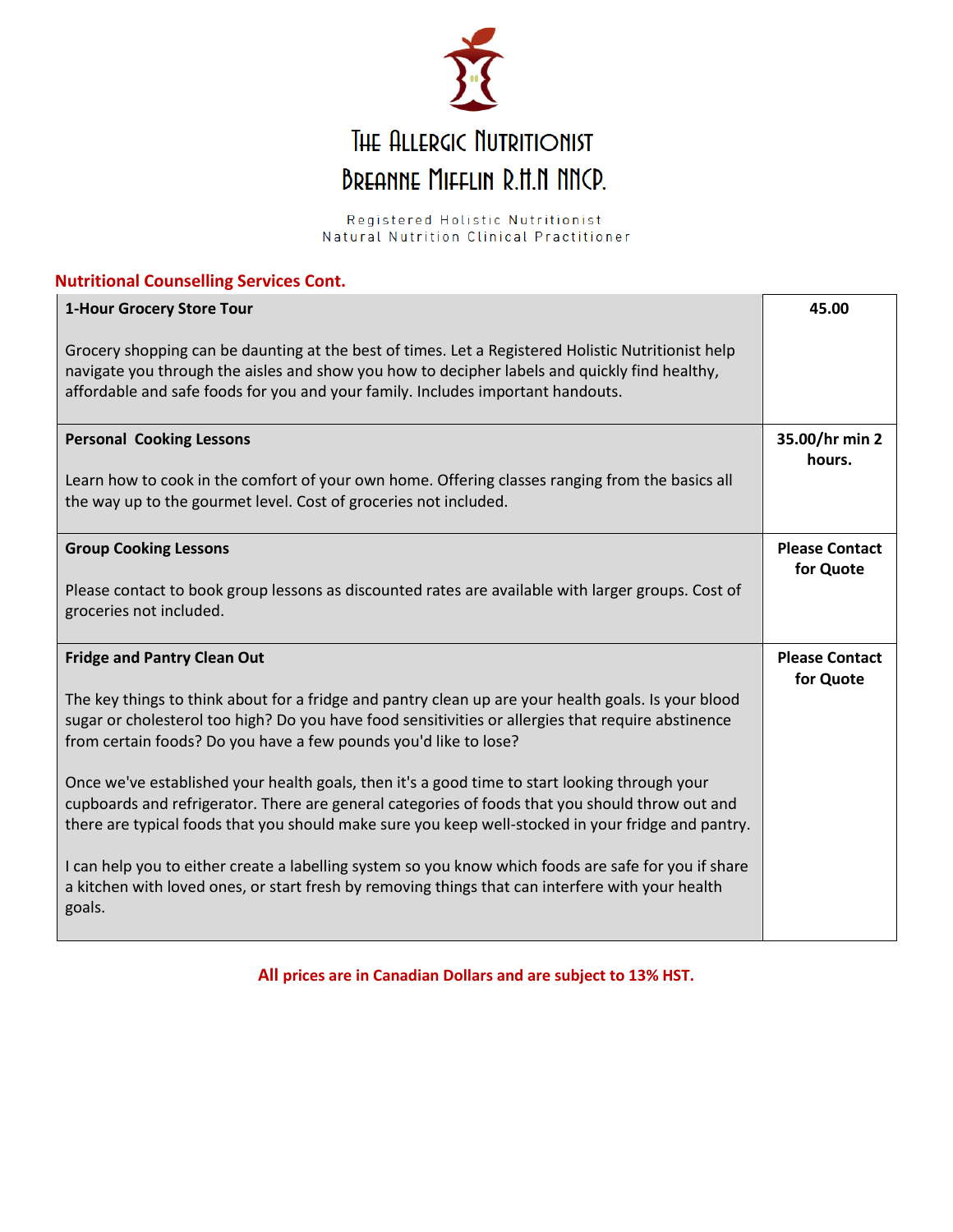# The Allergic Nutritionist

## Breanne Mifflin R.H.N NNCP.

Registered Holistic Nutritionist
Natural Nutrition Clinical Practitioner

### Nutritional Counselling Services Cont.

| Service | Price |
|---|---|
| **1-Hour Grocery Store Tour**<br><br>Grocery shopping can be daunting at the best of times. Let a Registered Holistic Nutritionist help navigate you through the aisles and show you how to decipher labels and quickly find healthy, affordable and safe foods for you and your family. Includes important handouts. | **45.00** |
| **Personal Cooking Lessons**<br><br>Learn how to cook in the comfort of your own home. Offering classes ranging from the basics all the way up to the gourmet level. Cost of groceries not included. | **35.00/hr min 2 hours.** |
| **Group Cooking Lessons**<br><br>Please contact to book group lessons as discounted rates are available with larger groups. Cost of groceries not included. | **Please Contact for Quote** |
| **Fridge and Pantry Clean Out**<br><br>The key things to think about for a fridge and pantry clean up are your health goals. Is your blood sugar or cholesterol too high? Do you have food sensitivities or allergies that require abstinence from certain foods? Do you have a few pounds you'd like to lose?<br><br>Once we've established your health goals, then it's a good time to start looking through your cupboards and refrigerator. There are general categories of foods that you should throw out and there are typical foods that you should make sure you keep well-stocked in your fridge and pantry.<br><br>I can help you to either create a labelling system so you know which foods are safe for you if share a kitchen with loved ones, or start fresh by removing things that can interfere with your health goals. | **Please Contact for Quote** |

**All prices are in Canadian Dollars and are subject to 13% HST.**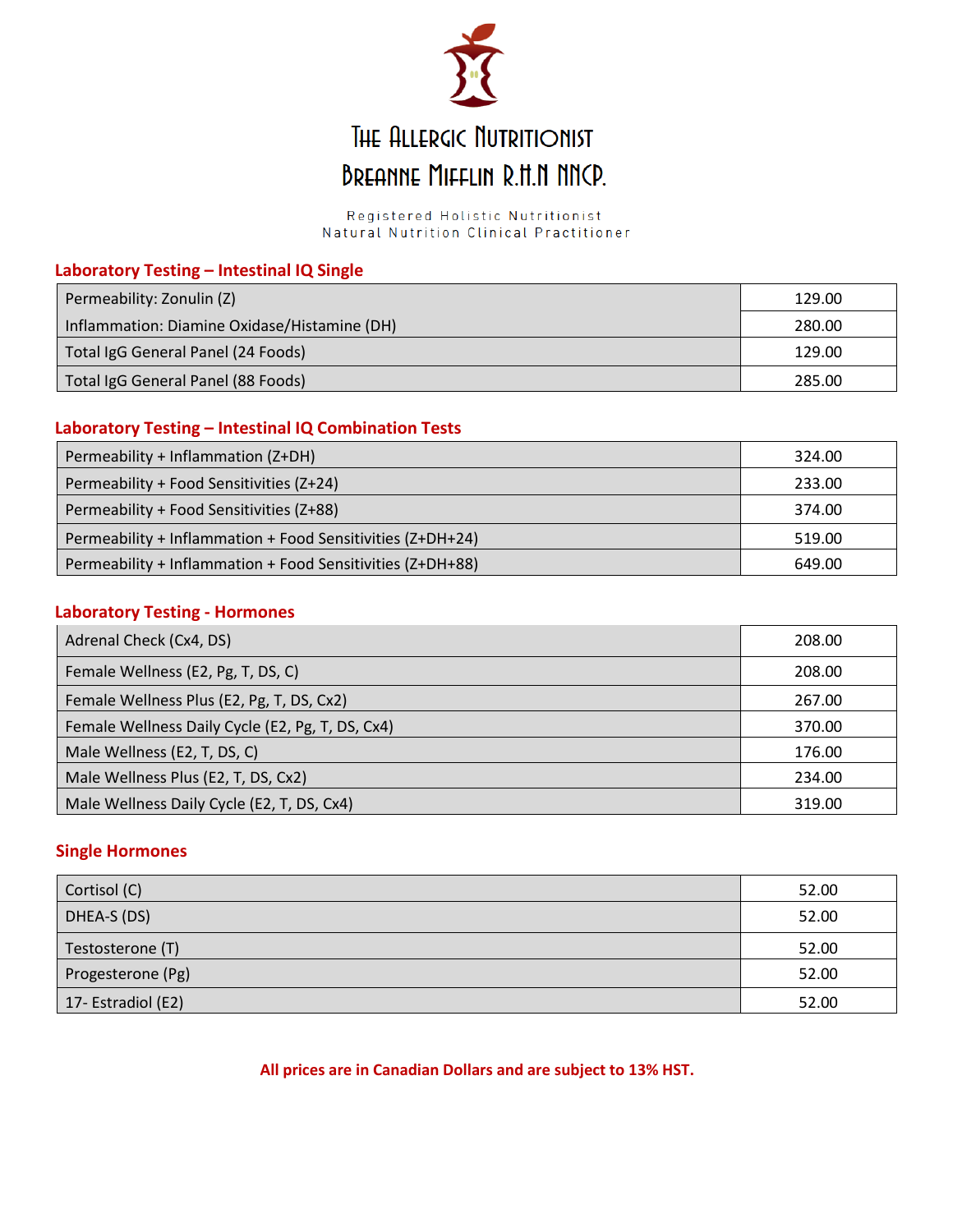# The Allergic Nutritionist

## Breanne Mifflin R.H.N NNCP.

Registered Holistic Nutritionist
Natural Nutrition Clinical Practitioner

### Laboratory Testing – Intestinal IQ Single

| | |
|---|---|
| Permeability: Zonulin (Z) | 129.00 |
| Inflammation: Diamine Oxidase/Histamine (DH) | 280.00 |
| Total IgG General Panel (24 Foods) | 129.00 |
| Total IgG General Panel (88 Foods) | 285.00 |

### Laboratory Testing – Intestinal IQ Combination Tests

| | |
|---|---|
| Permeability + Inflammation (Z+DH) | 324.00 |
| Permeability + Food Sensitivities (Z+24) | 233.00 |
| Permeability + Food Sensitivities (Z+88) | 374.00 |
| Permeability + Inflammation + Food Sensitivities (Z+DH+24) | 519.00 |
| Permeability + Inflammation + Food Sensitivities (Z+DH+88) | 649.00 |

### Laboratory Testing - Hormones

| | |
|---|---|
| Adrenal Check (Cx4, DS) | 208.00 |
| Female Wellness (E2, Pg, T, DS, C) | 208.00 |
| Female Wellness Plus (E2, Pg, T, DS, Cx2) | 267.00 |
| Female Wellness Daily Cycle (E2, Pg, T, DS, Cx4) | 370.00 |
| Male Wellness (E2, T, DS, C) | 176.00 |
| Male Wellness Plus (E2, T, DS, Cx2) | 234.00 |
| Male Wellness Daily Cycle (E2, T, DS, Cx4) | 319.00 |

### Single Hormones

| | |
|---|---|
| Cortisol (C) | 52.00 |
| DHEA-S (DS) | 52.00 |
| Testosterone (T) | 52.00 |
| Progesterone (Pg) | 52.00 |
| 17- Estradiol (E2) | 52.00 |

**All prices are in Canadian Dollars and are subject to 13% HST.**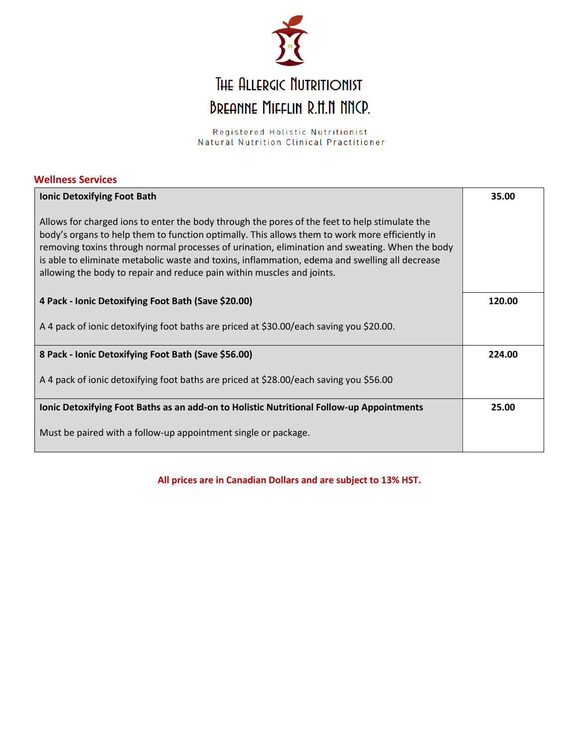# The Allergic Nutritionist

## Breanne Mifflin R.H.N NNCP.

Registered Holistic Nutritionist
Natural Nutrition Clinical Practitioner

### Wellness Services

| | |
|---|---|
| **Ionic Detoxifying Foot Bath**<br><br>Allows for charged ions to enter the body through the pores of the feet to help stimulate the body's organs to help them to function optimally. This allows them to work more efficiently in removing toxins through normal processes of urination, elimination and sweating. When the body is able to eliminate metabolic waste and toxins, inflammation, edema and swelling all decrease allowing the body to repair and reduce pain within muscles and joints. | **35.00** |
| **4 Pack - Ionic Detoxifying Foot Bath (Save $20.00)**<br><br>A 4 pack of ionic detoxifying foot baths are priced at $30.00/each saving you $20.00. | **120.00** |
| **8 Pack - Ionic Detoxifying Foot Bath (Save $56.00)**<br><br>A 4 pack of ionic detoxifying foot baths are priced at $28.00/each saving you $56.00 | **224.00** |
| **Ionic Detoxifying Foot Baths as an add-on to Holistic Nutritional Follow-up Appointments**<br><br>Must be paired with a follow-up appointment single or package. | **25.00** |

**All prices are in Canadian Dollars and are subject to 13% HST.**